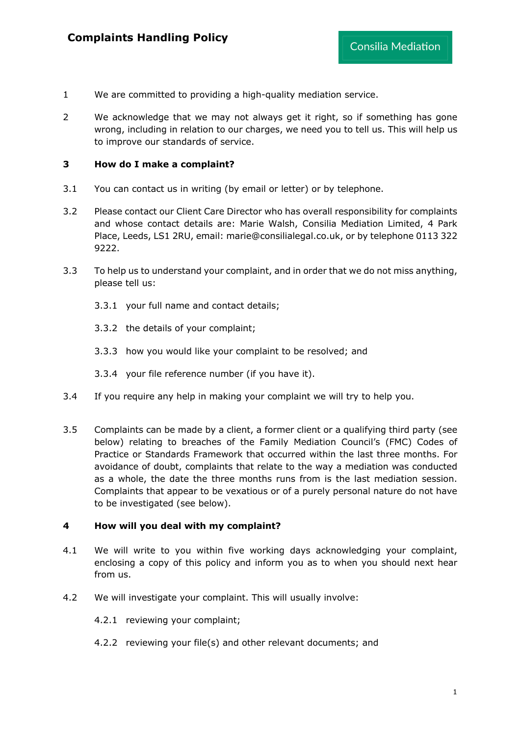# Complaints Handling Policy

Consilia Mediation

1 We are committed to providing a high-quality mediation service.

2 We acknowledge that we may not always get it right, so if something has gone wrong, including in relation to our charges, we need you to tell us. This will help us to improve our standards of service.

## 3 How do I make a complaint?

3.1 You can contact us in writing (by email or letter) or by telephone.

3.2 Please contact our Client Care Director who has overall responsibility for complaints and whose contact details are: Marie Walsh, Consilia Mediation Limited, 4 Park Place, Leeds, LS1 2RU, email: marie@consilialegal.co.uk, or by telephone 0113 322 9222.

3.3 To help us to understand your complaint, and in order that we do not miss anything, please tell us:

3.3.1 your full name and contact details;

3.3.2 the details of your complaint;

3.3.3 how you would like your complaint to be resolved; and

3.3.4 your file reference number (if you have it).

3.4 If you require any help in making your complaint we will try to help you.

3.5 Complaints can be made by a client, a former client or a qualifying third party (see below) relating to breaches of the Family Mediation Council's (FMC) Codes of Practice or Standards Framework that occurred within the last three months. For avoidance of doubt, complaints that relate to the way a mediation was conducted as a whole, the date the three months runs from is the last mediation session. Complaints that appear to be vexatious or of a purely personal nature do not have to be investigated (see below).

## 4 How will you deal with my complaint?

4.1 We will write to you within five working days acknowledging your complaint, enclosing a copy of this policy and inform you as to when you should next hear from us.

4.2 We will investigate your complaint. This will usually involve:

4.2.1 reviewing your complaint;

4.2.2 reviewing your file(s) and other relevant documents; and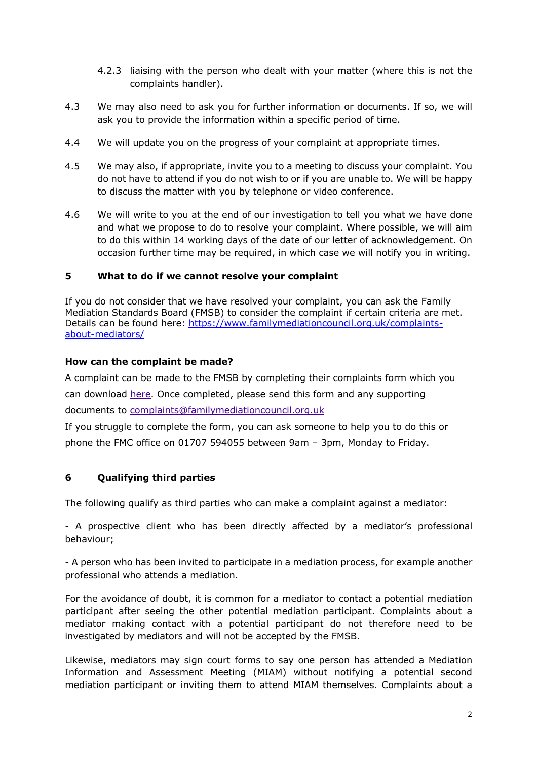4.2.3 liaising with the person who dealt with your matter (where this is not the complaints handler).

4.3 We may also need to ask you for further information or documents. If so, we will ask you to provide the information within a specific period of time.

4.4 We will update you on the progress of your complaint at appropriate times.

4.5 We may also, if appropriate, invite you to a meeting to discuss your complaint. You do not have to attend if you do not wish to or if you are unable to. We will be happy to discuss the matter with you by telephone or video conference.

4.6 We will write to you at the end of our investigation to tell you what we have done and what we propose to do to resolve your complaint. Where possible, we will aim to do this within 14 working days of the date of our letter of acknowledgement. On occasion further time may be required, in which case we will notify you in writing.

## 5 What to do if we cannot resolve your complaint

If you do not consider that we have resolved your complaint, you can ask the Family Mediation Standards Board (FMSB) to consider the complaint if certain criteria are met. Details can be found here: [https://www.familymediationcouncil.org.uk/complaints-about-mediators/](https://www.familymediationcouncil.org.uk/complaints-about-mediators/)

**How can the complaint be made?**

A complaint can be made to the FMSB by completing their complaints form which you can download here. Once completed, please send this form and any supporting documents to complaints@familymediationcouncil.org.uk

If you struggle to complete the form, you can ask someone to help you to do this or phone the FMC office on 01707 594055 between 9am – 3pm, Monday to Friday.

## 6 Qualifying third parties

The following qualify as third parties who can make a complaint against a mediator:

- A prospective client who has been directly affected by a mediator's professional behaviour;

- A person who has been invited to participate in a mediation process, for example another professional who attends a mediation.

For the avoidance of doubt, it is common for a mediator to contact a potential mediation participant after seeing the other potential mediation participant. Complaints about a mediator making contact with a potential participant do not therefore need to be investigated by mediators and will not be accepted by the FMSB.

Likewise, mediators may sign court forms to say one person has attended a Mediation Information and Assessment Meeting (MIAM) without notifying a potential second mediation participant or inviting them to attend MIAM themselves. Complaints about a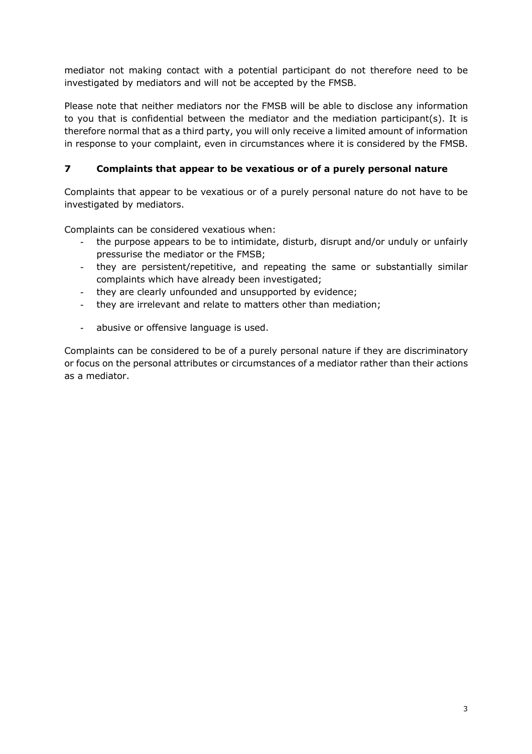mediator not making contact with a potential participant do not therefore need to be investigated by mediators and will not be accepted by the FMSB.

Please note that neither mediators nor the FMSB will be able to disclose any information to you that is confidential between the mediator and the mediation participant(s). It is therefore normal that as a third party, you will only receive a limited amount of information in response to your complaint, even in circumstances where it is considered by the FMSB.

## 7 Complaints that appear to be vexatious or of a purely personal nature

Complaints that appear to be vexatious or of a purely personal nature do not have to be investigated by mediators.

Complaints can be considered vexatious when:

- the purpose appears to be to intimidate, disturb, disrupt and/or unduly or unfairly pressurise the mediator or the FMSB;
- they are persistent/repetitive, and repeating the same or substantially similar complaints which have already been investigated;
- they are clearly unfounded and unsupported by evidence;
- they are irrelevant and relate to matters other than mediation;
- abusive or offensive language is used.

Complaints can be considered to be of a purely personal nature if they are discriminatory or focus on the personal attributes or circumstances of a mediator rather than their actions as a mediator.